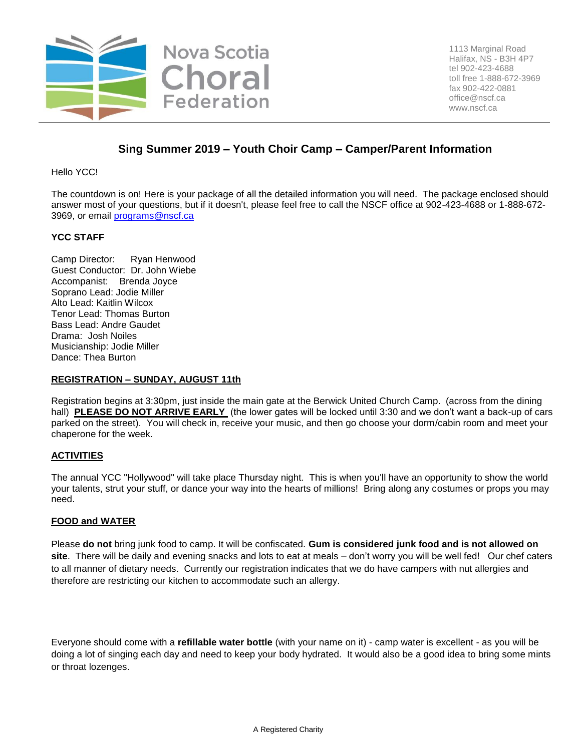Nova Scotia Choral Federation

1113 Marginal Road
Halifax, NS - B3H 4P7
tel 902-423-4688
toll free 1-888-672-3969
fax 902-422-0881
office@nscf.ca
www.nscf.ca

# Sing Summer 2019 – Youth Choir Camp – Camper/Parent Information

Hello YCC!

The countdown is on! Here is your package of all the detailed information you will need. The package enclosed should answer most of your questions, but if it doesn't, please feel free to call the NSCF office at 902-423-4688 or 1-888-672-3969, or email programs@nscf.ca

**YCC STAFF**

Camp Director: Ryan Henwood
Guest Conductor: Dr. John Wiebe
Accompanist: Brenda Joyce
Soprano Lead: Jodie Miller
Alto Lead: Kaitlin Wilcox
Tenor Lead: Thomas Burton
Bass Lead: Andre Gaudet
Drama: Josh Noiles
Musicianship: Jodie Miller
Dance: Thea Burton

**REGISTRATION – SUNDAY, AUGUST 11th**

Registration begins at 3:30pm, just inside the main gate at the Berwick United Church Camp. (across from the dining hall) **PLEASE DO NOT ARRIVE EARLY** (the lower gates will be locked until 3:30 and we don't want a back-up of cars parked on the street). You will check in, receive your music, and then go choose your dorm/cabin room and meet your chaperone for the week.

**ACTIVITIES**

The annual YCC "Hollywood" will take place Thursday night. This is when you'll have an opportunity to show the world your talents, strut your stuff, or dance your way into the hearts of millions! Bring along any costumes or props you may need.

**FOOD and WATER**

Please **do not** bring junk food to camp. It will be confiscated. **Gum is considered junk food and is not allowed on site**. There will be daily and evening snacks and lots to eat at meals – don't worry you will be well fed! Our chef caters to all manner of dietary needs. Currently our registration indicates that we do have campers with nut allergies and therefore are restricting our kitchen to accommodate such an allergy.

Everyone should come with a **refillable water bottle** (with your name on it) - camp water is excellent - as you will be doing a lot of singing each day and need to keep your body hydrated. It would also be a good idea to bring some mints or throat lozenges.

A Registered Charity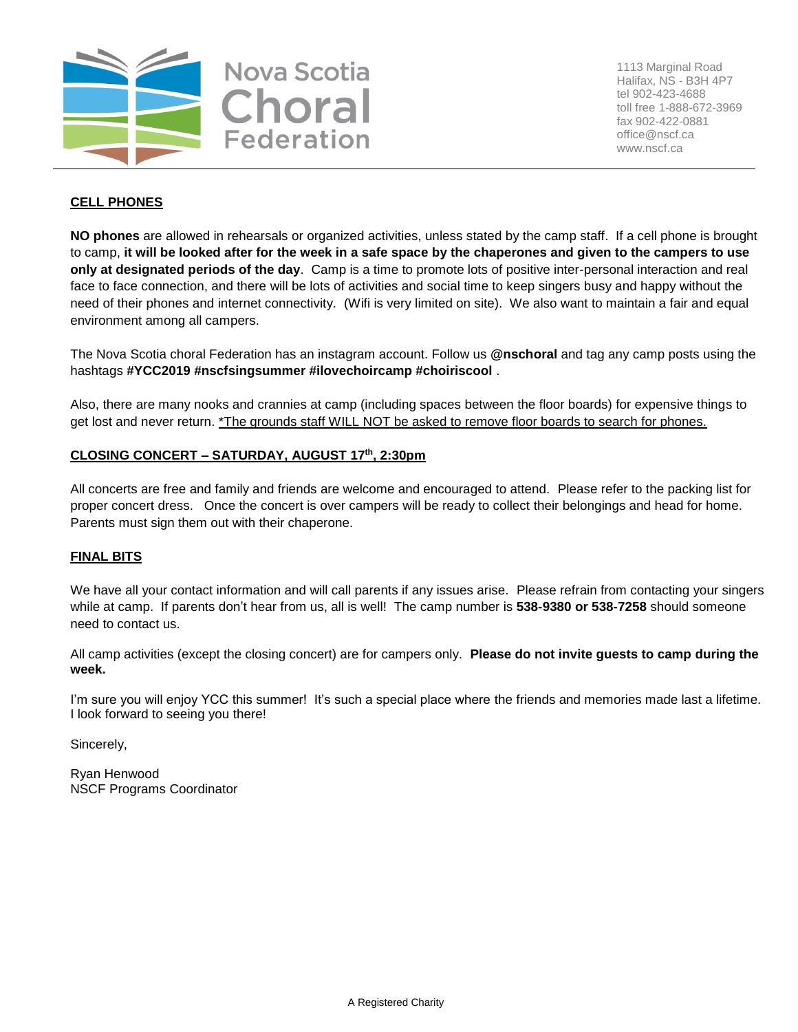Nova Scotia Choral Federation

1113 Marginal Road
Halifax, NS - B3H 4P7
tel 902-423-4688
toll free 1-888-672-3969
fax 902-422-0881
office@nscf.ca
www.nscf.ca

## CELL PHONES

**NO phones** are allowed in rehearsals or organized activities, unless stated by the camp staff. If a cell phone is brought to camp, **it will be looked after for the week in a safe space by the chaperones and given to the campers to use only at designated periods of the day**. Camp is a time to promote lots of positive inter-personal interaction and real face to face connection, and there will be lots of activities and social time to keep singers busy and happy without the need of their phones and internet connectivity. (Wifi is very limited on site). We also want to maintain a fair and equal environment among all campers.

The Nova Scotia choral Federation has an instagram account. Follow us **@nschoral** and tag any camp posts using the hashtags **#YCC2019 #nscfsingsummer #ilovechoircamp #choiriscool** .

Also, there are many nooks and crannies at camp (including spaces between the floor boards) for expensive things to get lost and never return. *The grounds staff WILL NOT be asked to remove floor boards to search for phones.

## CLOSING CONCERT – SATURDAY, AUGUST 17th, 2:30pm

All concerts are free and family and friends are welcome and encouraged to attend. Please refer to the packing list for proper concert dress. Once the concert is over campers will be ready to collect their belongings and head for home. Parents must sign them out with their chaperone.

## FINAL BITS

We have all your contact information and will call parents if any issues arise. Please refrain from contacting your singers while at camp. If parents don't hear from us, all is well! The camp number is **538-9380 or 538-7258** should someone need to contact us.

All camp activities (except the closing concert) are for campers only. **Please do not invite guests to camp during the week.**

I'm sure you will enjoy YCC this summer! It's such a special place where the friends and memories made last a lifetime. I look forward to seeing you there!

Sincerely,

Ryan Henwood
NSCF Programs Coordinator

A Registered Charity